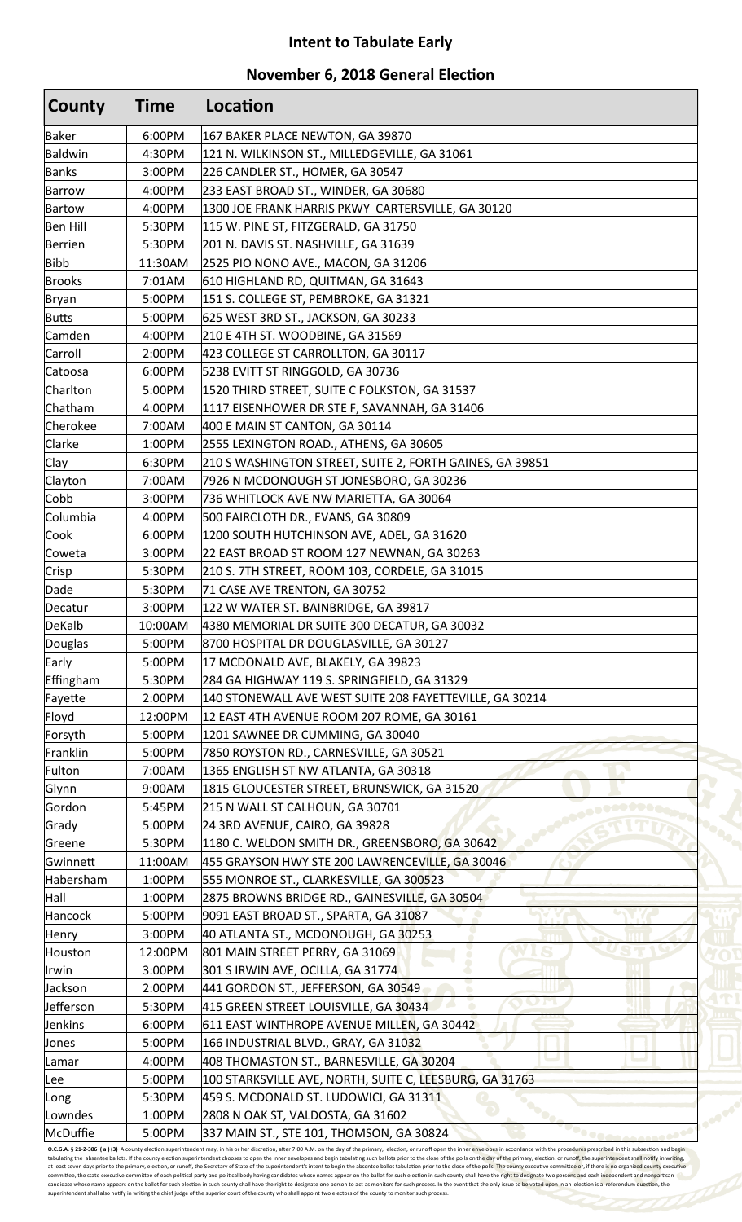# Intent to Tabulate Early

## November 6, 2018 General Election

| County | Time | Location |
|---|---|---|
| Baker | 6:00PM | 167 BAKER PLACE NEWTON, GA 39870 |
| Baldwin | 4:30PM | 121 N. WILKINSON ST., MILLEDGEVILLE, GA 31061 |
| Banks | 3:00PM | 226 CANDLER ST., HOMER, GA 30547 |
| Barrow | 4:00PM | 233 EAST BROAD ST., WINDER, GA 30680 |
| Bartow | 4:00PM | 1300 JOE FRANK HARRIS PKWY CARTERSVILLE, GA 30120 |
| Ben Hill | 5:30PM | 115 W. PINE ST, FITZGERALD, GA 31750 |
| Berrien | 5:30PM | 201 N. DAVIS ST. NASHVILLE, GA 31639 |
| Bibb | 11:30AM | 2525 PIO NONO AVE., MACON, GA 31206 |
| Brooks | 7:01AM | 610 HIGHLAND RD, QUITMAN, GA 31643 |
| Bryan | 5:00PM | 151 S. COLLEGE ST, PEMBROKE, GA 31321 |
| Butts | 5:00PM | 625 WEST 3RD ST., JACKSON, GA 30233 |
| Camden | 4:00PM | 210 E 4TH ST. WOODBINE, GA 31569 |
| Carroll | 2:00PM | 423 COLLEGE ST CARROLLTON, GA 30117 |
| Catoosa | 6:00PM | 5238 EVITT ST RINGGOLD, GA 30736 |
| Charlton | 5:00PM | 1520 THIRD STREET, SUITE C FOLKSTON, GA 31537 |
| Chatham | 4:00PM | 1117 EISENHOWER DR STE F, SAVANNAH, GA 31406 |
| Cherokee | 7:00AM | 400 E MAIN ST CANTON, GA 30114 |
| Clarke | 1:00PM | 2555 LEXINGTON ROAD., ATHENS, GA 30605 |
| Clay | 6:30PM | 210 S WASHINGTON STREET, SUITE 2, FORTH GAINES, GA 39851 |
| Clayton | 7:00AM | 7926 N MCDONOUGH ST JONESBORO, GA 30236 |
| Cobb | 3:00PM | 736 WHITLOCK AVE NW MARIETTA, GA 30064 |
| Columbia | 4:00PM | 500 FAIRCLOTH DR., EVANS, GA 30809 |
| Cook | 6:00PM | 1200 SOUTH HUTCHINSON AVE, ADEL, GA 31620 |
| Coweta | 3:00PM | 22 EAST BROAD ST ROOM 127 NEWNAN, GA 30263 |
| Crisp | 5:30PM | 210 S. 7TH STREET, ROOM 103, CORDELE, GA 31015 |
| Dade | 5:30PM | 71 CASE AVE TRENTON, GA 30752 |
| Decatur | 3:00PM | 122 W WATER ST. BAINBRIDGE, GA 39817 |
| DeKalb | 10:00AM | 4380 MEMORIAL DR SUITE 300 DECATUR, GA 30032 |
| Douglas | 5:00PM | 8700 HOSPITAL DR DOUGLASVILLE, GA 30127 |
| Early | 5:00PM | 17 MCDONALD AVE, BLAKELY, GA 39823 |
| Effingham | 5:30PM | 284 GA HIGHWAY 119 S. SPRINGFIELD, GA 31329 |
| Fayette | 2:00PM | 140 STONEWALL AVE WEST SUITE 208 FAYETTEVILLE, GA 30214 |
| Floyd | 12:00PM | 12 EAST 4TH AVENUE ROOM 207 ROME, GA 30161 |
| Forsyth | 5:00PM | 1201 SAWNEE DR CUMMING, GA 30040 |
| Franklin | 5:00PM | 7850 ROYSTON RD., CARNESVILLE, GA 30521 |
| Fulton | 7:00AM | 1365 ENGLISH ST NW ATLANTA, GA 30318 |
| Glynn | 9:00AM | 1815 GLOUCESTER STREET, BRUNSWICK, GA 31520 |
| Gordon | 5:45PM | 215 N WALL ST CALHOUN, GA 30701 |
| Grady | 5:00PM | 24 3RD AVENUE, CAIRO, GA 39828 |
| Greene | 5:30PM | 1180 C. WELDON SMITH DR., GREENSBORO, GA 30642 |
| Gwinnett | 11:00AM | 455 GRAYSON HWY STE 200 LAWRENCEVILLE, GA 30046 |
| Habersham | 1:00PM | 555 MONROE ST., CLARKESVILLE, GA 300523 |
| Hall | 1:00PM | 2875 BROWNS BRIDGE RD., GAINESVILLE, GA 30504 |
| Hancock | 5:00PM | 9091 EAST BROAD ST., SPARTA, GA 31087 |
| Henry | 3:00PM | 40 ATLANTA ST., MCDONOUGH, GA 30253 |
| Houston | 12:00PM | 801 MAIN STREET PERRY, GA 31069 |
| Irwin | 3:00PM | 301 S IRWIN AVE, OCILLA, GA 31774 |
| Jackson | 2:00PM | 441 GORDON ST., JEFFERSON, GA 30549 |
| Jefferson | 5:30PM | 415 GREEN STREET LOUISVILLE, GA 30434 |
| Jenkins | 6:00PM | 611 EAST WINTHROPE AVENUE MILLEN, GA 30442 |
| Jones | 5:00PM | 166 INDUSTRIAL BLVD., GRAY, GA 31032 |
| Lamar | 4:00PM | 408 THOMASTON ST., BARNESVILLE, GA 30204 |
| Lee | 5:00PM | 100 STARKSVILLE AVE, NORTH, SUITE C, LEESBURG, GA 31763 |
| Long | 5:30PM | 459 S. MCDONALD ST. LUDOWICI, GA 31311 |
| Lowndes | 1:00PM | 2808 N OAK ST, VALDOSTA, GA 31602 |
| McDuffie | 5:00PM | 337 MAIN ST., STE 101, THOMSON, GA 30824 |

**O.C.G.A. § 21-2-386 ( a ) (3)** A county election superintendent may, in his or her discretion, after 7:00 A.M. on the day of the primary, election, or runoff open the inner envelopes in accordance with the procedures prescribed in this subsection and begin tabulating the absentee ballots. If the county election superintendent chooses to open the inner envelopes and begin tabulating such ballots prior to the close of the polls on the day of the primary, election, or runoff, the superintendent shall notify in writing, at least seven days prior to the primary, election, or runoff, the Secretary of State of the superintendent's intent to begin the absentee ballot tabulation prior to the close of the polls. The county executive committee or, if there is no organized county executive committee, the state executive committee of each political party and political body having candidates whose names appear on the ballot for such election in such county shall have the right to designate two persons and each independent and nonpartisan candidate whose name appears on the ballot for such election in such county shall have the right to designate one person to act as monitors for such process. In the event that the only issue to be voted upon in an election is a referendum question, the superintendent shall also notify in writing the chief judge of the superior court of the county who shall appoint two electors of the county to monitor such process.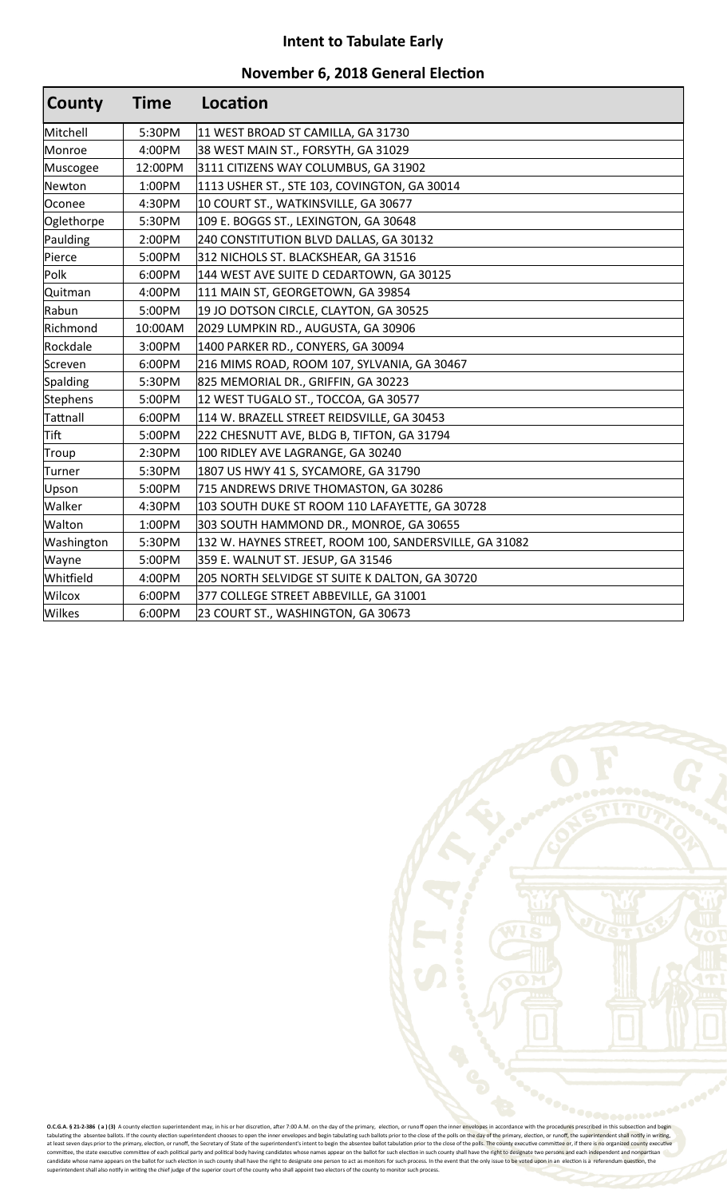## Intent to Tabulate Early

## November 6, 2018 General Election

| County | Time | Location |
|---|---|---|
| Mitchell | 5:30PM | 11 WEST BROAD ST CAMILLA, GA 31730 |
| Monroe | 4:00PM | 38 WEST MAIN ST., FORSYTH, GA 31029 |
| Muscogee | 12:00PM | 3111 CITIZENS WAY COLUMBUS, GA 31902 |
| Newton | 1:00PM | 1113 USHER ST., STE 103, COVINGTON, GA 30014 |
| Oconee | 4:30PM | 10 COURT ST., WATKINSVILLE, GA 30677 |
| Oglethorpe | 5:30PM | 109 E. BOGGS ST., LEXINGTON, GA 30648 |
| Paulding | 2:00PM | 240 CONSTITUTION BLVD DALLAS, GA 30132 |
| Pierce | 5:00PM | 312 NICHOLS ST. BLACKSHEAR, GA 31516 |
| Polk | 6:00PM | 144 WEST AVE SUITE D CEDARTOWN, GA 30125 |
| Quitman | 4:00PM | 111 MAIN ST, GEORGETOWN, GA 39854 |
| Rabun | 5:00PM | 19 JO DOTSON CIRCLE, CLAYTON, GA 30525 |
| Richmond | 10:00AM | 2029 LUMPKIN RD., AUGUSTA, GA 30906 |
| Rockdale | 3:00PM | 1400 PARKER RD., CONYERS, GA 30094 |
| Screven | 6:00PM | 216 MIMS ROAD, ROOM 107, SYLVANIA, GA 30467 |
| Spalding | 5:30PM | 825 MEMORIAL DR., GRIFFIN, GA 30223 |
| Stephens | 5:00PM | 12 WEST TUGALO ST., TOCCOA, GA 30577 |
| Tattnall | 6:00PM | 114 W. BRAZELL STREET REIDSVILLE, GA 30453 |
| Tift | 5:00PM | 222 CHESNUTT AVE, BLDG B, TIFTON, GA 31794 |
| Troup | 2:30PM | 100 RIDLEY AVE LAGRANGE, GA 30240 |
| Turner | 5:30PM | 1807 US HWY 41 S, SYCAMORE, GA 31790 |
| Upson | 5:00PM | 715 ANDREWS DRIVE THOMASTON, GA 30286 |
| Walker | 4:30PM | 103 SOUTH DUKE ST ROOM 110 LAFAYETTE, GA 30728 |
| Walton | 1:00PM | 303 SOUTH HAMMOND DR., MONROE, GA 30655 |
| Washington | 5:30PM | 132 W. HAYNES STREET, ROOM 100, SANDERSVILLE, GA 31082 |
| Wayne | 5:00PM | 359 E. WALNUT ST. JESUP, GA 31546 |
| Whitfield | 4:00PM | 205 NORTH SELVIDGE ST SUITE K DALTON, GA 30720 |
| Wilcox | 6:00PM | 377 COLLEGE STREET ABBEVILLE, GA 31001 |
| Wilkes | 6:00PM | 23 COURT ST., WASHINGTON, GA 30673 |

**O.C.G.A. § 21-2-386 ( a ) (3)** A county election superintendent may, in his or her discretion, after 7:00 A.M. on the day of the primary, election, or runoff open the inner envelopes in accordance with the procedures prescribed in this subsection and begin tabulating the absentee ballots. If the county election superintendent chooses to open the inner envelopes and begin tabulating such ballots prior to the close of the polls on the day of the primary, election, or runoff, the superintendent shall notify in writing, at least seven days prior to the primary, election, or runoff, the Secretary of State of the superintendent's intent to begin the absentee ballot tabulation prior to the close of the polls. The county executive committee or, if there is no organized county executive committee, the state executive committee of each political party and political body having candidates whose names appear on the ballot for such election in such county shall have the right to designate two persons and each independent and nonpartisan candidate whose name appears on the ballot for such election in such county shall have the right to designate one person to act as monitors for such process. In the event that the only issue to be voted upon in an election is a referendum question, the superintendent shall also notify in writing the chief judge of the superior court of the county who shall appoint two electors of the county to monitor such process.